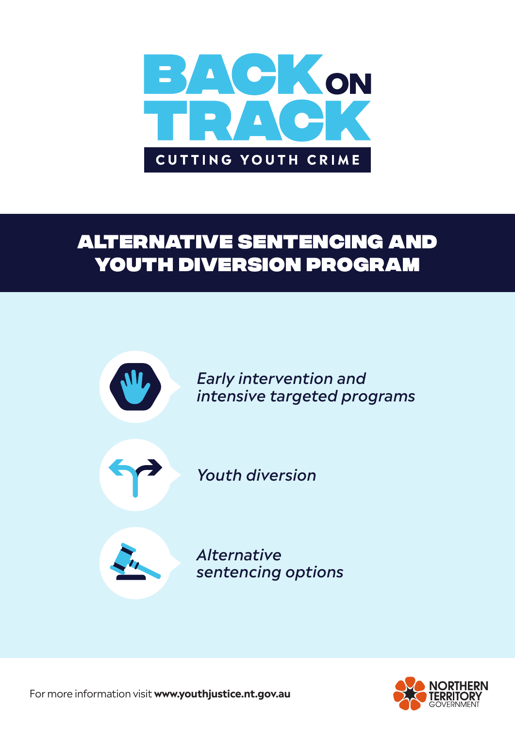# BACK ON TRACK

CUTTING YOUTH CRIME

## ALTERNATIVE SENTENCING AND YOUTH DIVERSION PROGRAM

*Early intervention and intensive targeted programs*

*Youth diversion*

*Alternative sentencing options*

For more information visit **www.youthjustice.nt.gov.au**

NORTHERN TERRITORY GOVERNMENT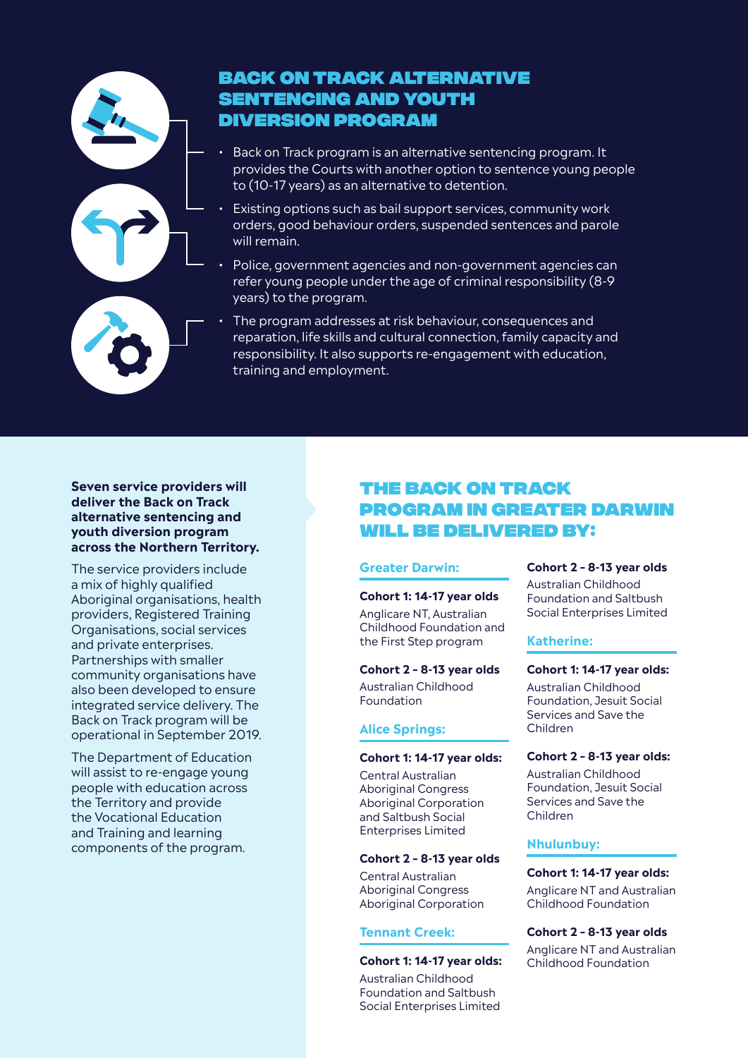# BACK ON TRACK ALTERNATIVE SENTENCING AND YOUTH DIVERSION PROGRAM

- Back on Track program is an alternative sentencing program. It provides the Courts with another option to sentence young people to (10-17 years) as an alternative to detention.
- Existing options such as bail support services, community work orders, good behaviour orders, suspended sentences and parole will remain.
- Police, government agencies and non-government agencies can refer young people under the age of criminal responsibility (8-9 years) to the program.
- The program addresses at risk behaviour, consequences and reparation, life skills and cultural connection, family capacity and responsibility. It also supports re-engagement with education, training and employment.

**Seven service providers will deliver the Back on Track alternative sentencing and youth diversion program across the Northern Territory.**

The service providers include a mix of highly qualified Aboriginal organisations, health providers, Registered Training Organisations, social services and private enterprises. Partnerships with smaller community organisations have also been developed to ensure integrated service delivery. The Back on Track program will be operational in September 2019.

The Department of Education will assist to re-engage young people with education across the Territory and provide the Vocational Education and Training and learning components of the program.

## THE BACK ON TRACK PROGRAM IN GREATER DARWIN WILL BE DELIVERED BY:

### Greater Darwin:

**Cohort 1: 14-17 year olds**

Anglicare NT, Australian Childhood Foundation and the First Step program

**Cohort 2 - 8-13 year olds**

Australian Childhood Foundation

### Alice Springs:

**Cohort 1: 14-17 year olds:**

Central Australian Aboriginal Congress Aboriginal Corporation and Saltbush Social Enterprises Limited

**Cohort 2 - 8-13 year olds**

Central Australian Aboriginal Congress Aboriginal Corporation

### Tennant Creek:

**Cohort 1: 14-17 year olds:**

Australian Childhood Foundation and Saltbush Social Enterprises Limited

**Cohort 2 - 8-13 year olds**

Australian Childhood Foundation and Saltbush Social Enterprises Limited

### Katherine:

**Cohort 1: 14-17 year olds:**

Australian Childhood Foundation, Jesuit Social Services and Save the Children

**Cohort 2 - 8-13 year olds:**

Australian Childhood Foundation, Jesuit Social Services and Save the Children

### Nhulunbuy:

**Cohort 1: 14-17 year olds:**

Anglicare NT and Australian Childhood Foundation

**Cohort 2 - 8-13 year olds**

Anglicare NT and Australian Childhood Foundation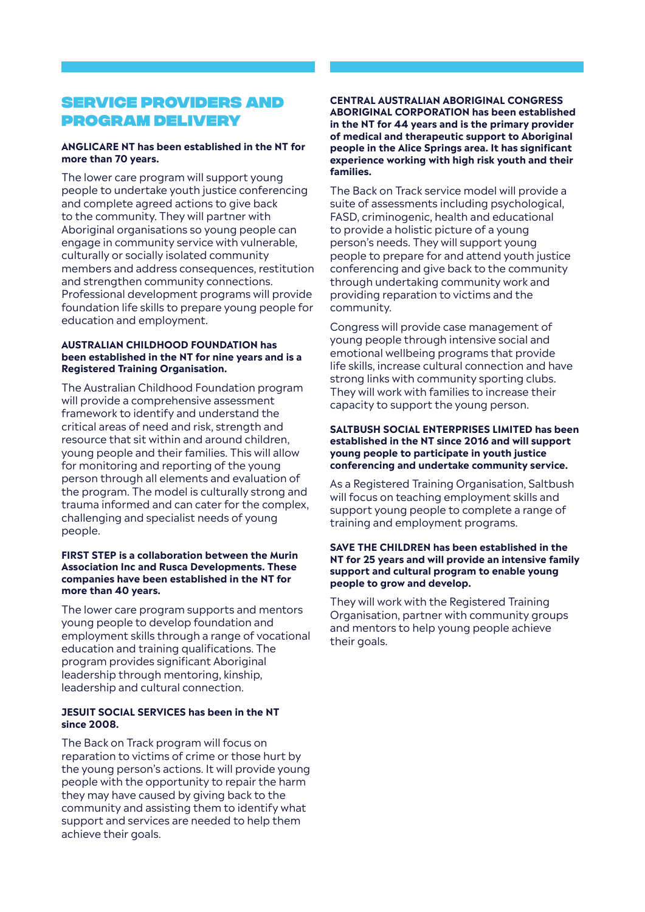## SERVICE PROVIDERS AND PROGRAM DELIVERY

**ANGLICARE NT has been established in the NT for more than 70 years.**

The lower care program will support young people to undertake youth justice conferencing and complete agreed actions to give back to the community. They will partner with Aboriginal organisations so young people can engage in community service with vulnerable, culturally or socially isolated community members and address consequences, restitution and strengthen community connections. Professional development programs will provide foundation life skills to prepare young people for education and employment.

**AUSTRALIAN CHILDHOOD FOUNDATION has been established in the NT for nine years and is a Registered Training Organisation.**

The Australian Childhood Foundation program will provide a comprehensive assessment framework to identify and understand the critical areas of need and risk, strength and resource that sit within and around children, young people and their families. This will allow for monitoring and reporting of the young person through all elements and evaluation of the program. The model is culturally strong and trauma informed and can cater for the complex, challenging and specialist needs of young people.

**FIRST STEP is a collaboration between the Murin Association Inc and Rusca Developments. These companies have been established in the NT for more than 40 years.**

The lower care program supports and mentors young people to develop foundation and employment skills through a range of vocational education and training qualifications. The program provides significant Aboriginal leadership through mentoring, kinship, leadership and cultural connection.

**JESUIT SOCIAL SERVICES has been in the NT since 2008.**

The Back on Track program will focus on reparation to victims of crime or those hurt by the young person's actions. It will provide young people with the opportunity to repair the harm they may have caused by giving back to the community and assisting them to identify what support and services are needed to help them achieve their goals.

**CENTRAL AUSTRALIAN ABORIGINAL CONGRESS ABORIGINAL CORPORATION has been established in the NT for 44 years and is the primary provider of medical and therapeutic support to Aboriginal people in the Alice Springs area. It has significant experience working with high risk youth and their families.**

The Back on Track service model will provide a suite of assessments including psychological, FASD, criminogenic, health and educational to provide a holistic picture of a young person's needs. They will support young people to prepare for and attend youth justice conferencing and give back to the community through undertaking community work and providing reparation to victims and the community.

Congress will provide case management of young people through intensive social and emotional wellbeing programs that provide life skills, increase cultural connection and have strong links with community sporting clubs. They will work with families to increase their capacity to support the young person.

**SALTBUSH SOCIAL ENTERPRISES LIMITED has been established in the NT since 2016 and will support young people to participate in youth justice conferencing and undertake community service.**

As a Registered Training Organisation, Saltbush will focus on teaching employment skills and support young people to complete a range of training and employment programs.

**SAVE THE CHILDREN has been established in the NT for 25 years and will provide an intensive family support and cultural program to enable young people to grow and develop.**

They will work with the Registered Training Organisation, partner with community groups and mentors to help young people achieve their goals.